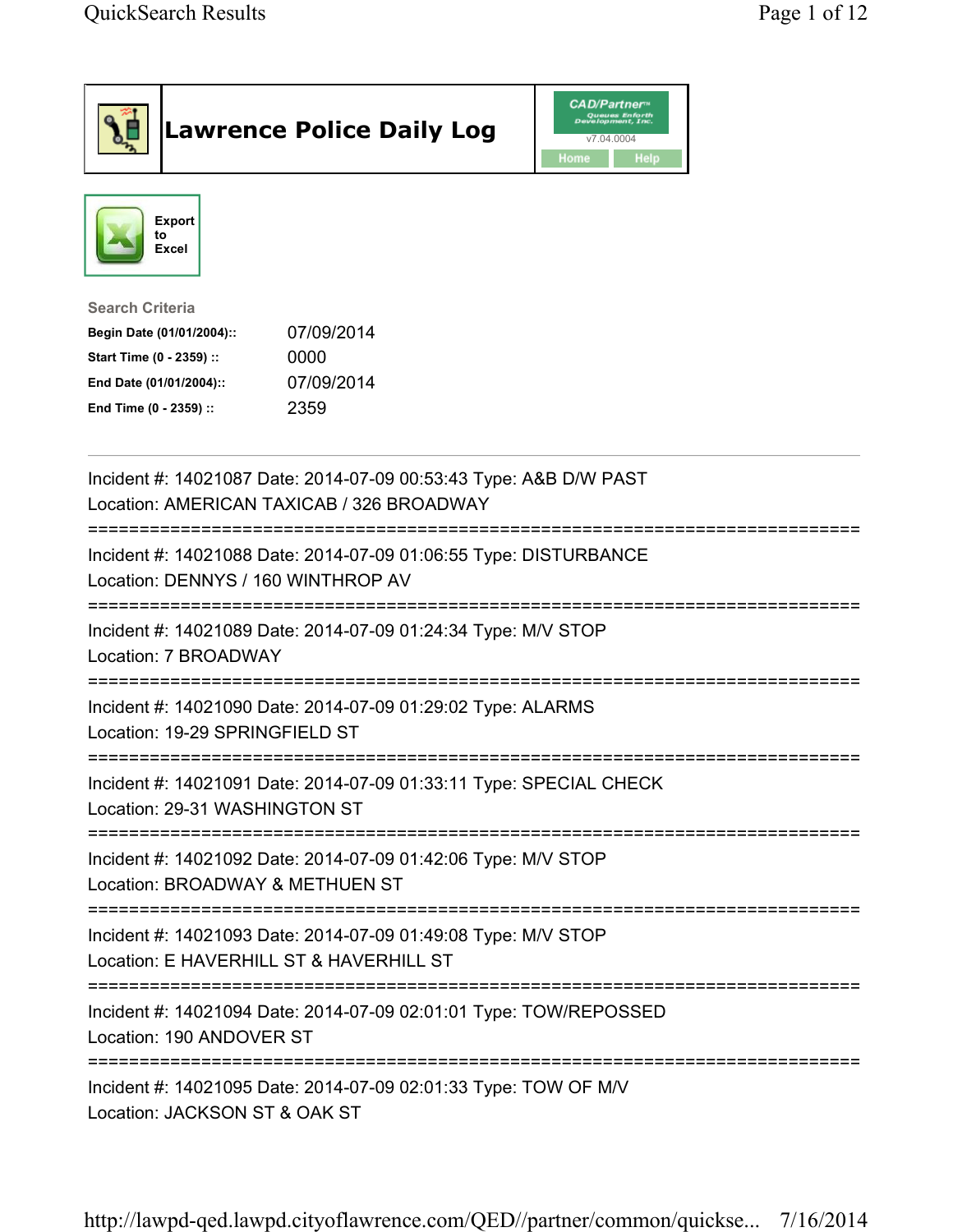# Lawrence Police Daily Log

CAD/Partner™ v7.04.0004

Home Help

Export to Excel

**Search Criteria**

| | |
|---|---|
| **Begin Date (01/01/2004)::** | 07/09/2014 |
| **Start Time (0 - 2359) ::** | 0000 |
| **End Date (01/01/2004)::** | 07/09/2014 |
| **End Time (0 - 2359) ::** | 2359 |

---

Incident #: 14021087 Date: 2014-07-09 00:53:43 Type: A&B D/W PAST
Location: AMERICAN TAXICAB / 326 BROADWAY

===========================================================================

Incident #: 14021088 Date: 2014-07-09 01:06:55 Type: DISTURBANCE
Location: DENNYS / 160 WINTHROP AV

===========================================================================

Incident #: 14021089 Date: 2014-07-09 01:24:34 Type: M/V STOP
Location: 7 BROADWAY

===========================================================================

Incident #: 14021090 Date: 2014-07-09 01:29:02 Type: ALARMS
Location: 19-29 SPRINGFIELD ST

===========================================================================

Incident #: 14021091 Date: 2014-07-09 01:33:11 Type: SPECIAL CHECK
Location: 29-31 WASHINGTON ST

===========================================================================

Incident #: 14021092 Date: 2014-07-09 01:42:06 Type: M/V STOP
Location: BROADWAY & METHUEN ST

===========================================================================

Incident #: 14021093 Date: 2014-07-09 01:49:08 Type: M/V STOP
Location: E HAVERHILL ST & HAVERHILL ST

===========================================================================

Incident #: 14021094 Date: 2014-07-09 02:01:01 Type: TOW/REPOSSED
Location: 190 ANDOVER ST

===========================================================================

Incident #: 14021095 Date: 2014-07-09 02:01:33 Type: TOW OF M/V
Location: JACKSON ST & OAK ST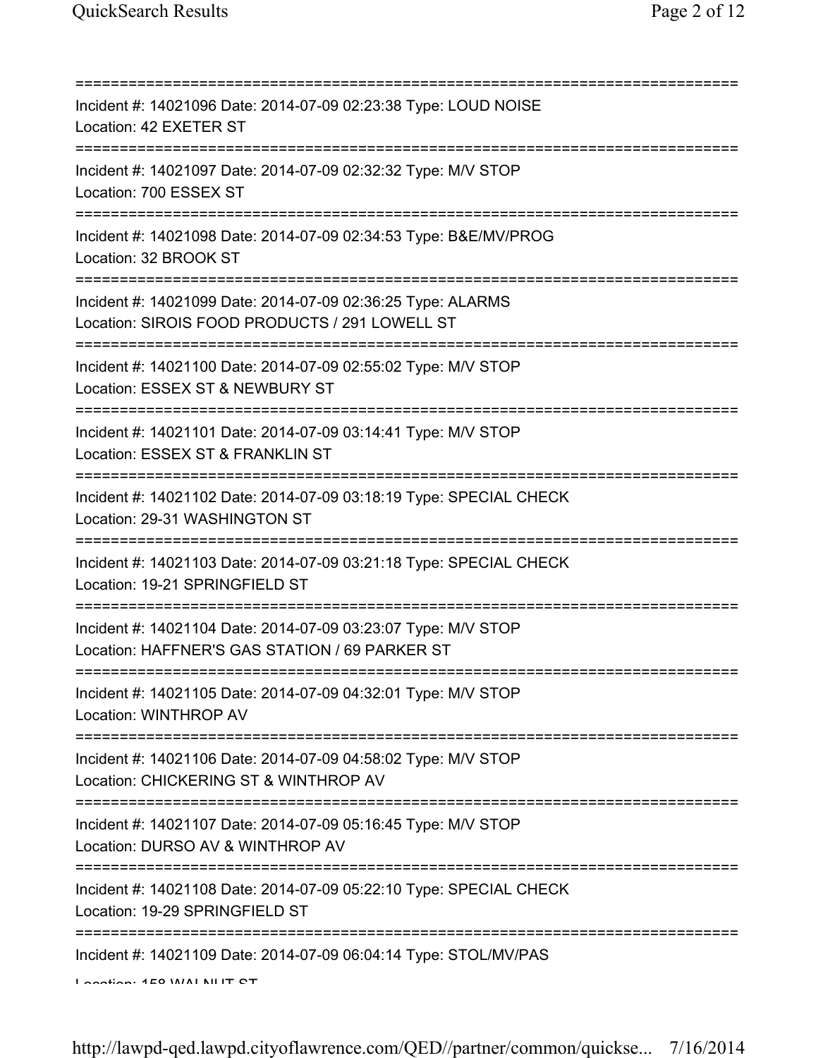Incident #: 14021096 Date: 2014-07-09 02:23:38 Type: LOUD NOISE
Location: 42 EXETER ST

Incident #: 14021097 Date: 2014-07-09 02:32:32 Type: M/V STOP
Location: 700 ESSEX ST

Incident #: 14021098 Date: 2014-07-09 02:34:53 Type: B&E/MV/PROG
Location: 32 BROOK ST

Incident #: 14021099 Date: 2014-07-09 02:36:25 Type: ALARMS
Location: SIROIS FOOD PRODUCTS / 291 LOWELL ST

Incident #: 14021100 Date: 2014-07-09 02:55:02 Type: M/V STOP
Location: ESSEX ST & NEWBURY ST

Incident #: 14021101 Date: 2014-07-09 03:14:41 Type: M/V STOP
Location: ESSEX ST & FRANKLIN ST

Incident #: 14021102 Date: 2014-07-09 03:18:19 Type: SPECIAL CHECK
Location: 29-31 WASHINGTON ST

Incident #: 14021103 Date: 2014-07-09 03:21:18 Type: SPECIAL CHECK
Location: 19-21 SPRINGFIELD ST

Incident #: 14021104 Date: 2014-07-09 03:23:07 Type: M/V STOP
Location: HAFFNER'S GAS STATION / 69 PARKER ST

Incident #: 14021105 Date: 2014-07-09 04:32:01 Type: M/V STOP
Location: WINTHROP AV

Incident #: 14021106 Date: 2014-07-09 04:58:02 Type: M/V STOP
Location: CHICKERING ST & WINTHROP AV

Incident #: 14021107 Date: 2014-07-09 05:16:45 Type: M/V STOP
Location: DURSO AV & WINTHROP AV

Incident #: 14021108 Date: 2014-07-09 05:22:10 Type: SPECIAL CHECK
Location: 19-29 SPRINGFIELD ST

Incident #: 14021109 Date: 2014-07-09 06:04:14 Type: STOL/MV/PAS
Location: 158 WALNUT ST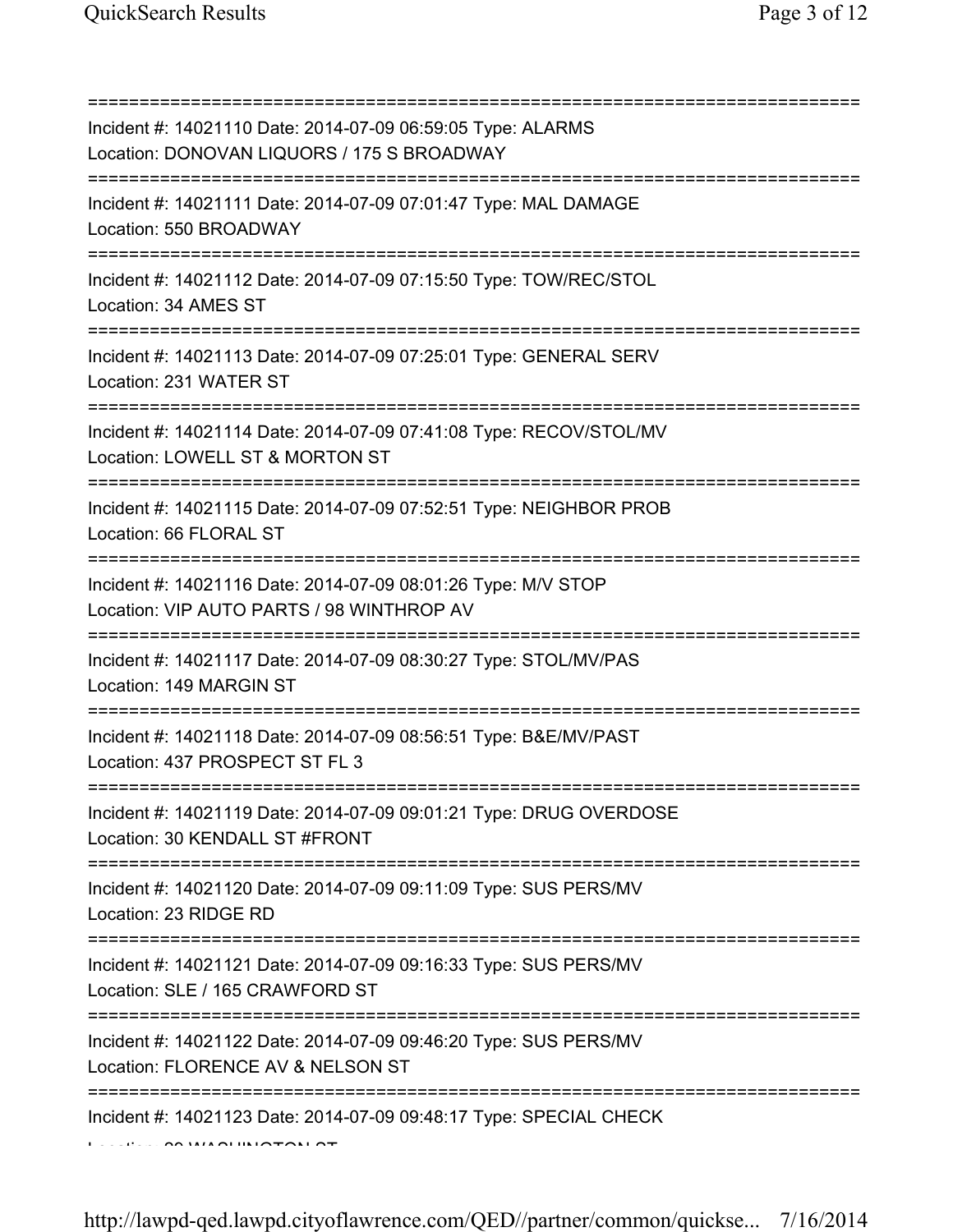===========================================================================

Incident #: 14021110 Date: 2014-07-09 06:59:05 Type: ALARMS
Location: DONOVAN LIQUORS / 175 S BROADWAY

===========================================================================

Incident #: 14021111 Date: 2014-07-09 07:01:47 Type: MAL DAMAGE
Location: 550 BROADWAY

===========================================================================

Incident #: 14021112 Date: 2014-07-09 07:15:50 Type: TOW/REC/STOL
Location: 34 AMES ST

===========================================================================

Incident #: 14021113 Date: 2014-07-09 07:25:01 Type: GENERAL SERV
Location: 231 WATER ST

===========================================================================

Incident #: 14021114 Date: 2014-07-09 07:41:08 Type: RECOV/STOL/MV
Location: LOWELL ST & MORTON ST

===========================================================================

Incident #: 14021115 Date: 2014-07-09 07:52:51 Type: NEIGHBOR PROB
Location: 66 FLORAL ST

===========================================================================

Incident #: 14021116 Date: 2014-07-09 08:01:26 Type: M/V STOP
Location: VIP AUTO PARTS / 98 WINTHROP AV

===========================================================================

Incident #: 14021117 Date: 2014-07-09 08:30:27 Type: STOL/MV/PAS
Location: 149 MARGIN ST

===========================================================================

Incident #: 14021118 Date: 2014-07-09 08:56:51 Type: B&E/MV/PAST
Location: 437 PROSPECT ST FL 3

===========================================================================

Incident #: 14021119 Date: 2014-07-09 09:01:21 Type: DRUG OVERDOSE
Location: 30 KENDALL ST #FRONT

===========================================================================

Incident #: 14021120 Date: 2014-07-09 09:11:09 Type: SUS PERS/MV
Location: 23 RIDGE RD

===========================================================================

Incident #: 14021121 Date: 2014-07-09 09:16:33 Type: SUS PERS/MV
Location: SLE / 165 CRAWFORD ST

===========================================================================

Incident #: 14021122 Date: 2014-07-09 09:46:20 Type: SUS PERS/MV
Location: FLORENCE AV & NELSON ST

===========================================================================

Incident #: 14021123 Date: 2014-07-09 09:48:17 Type: SPECIAL CHECK
Location: 20 WASHINGTON ST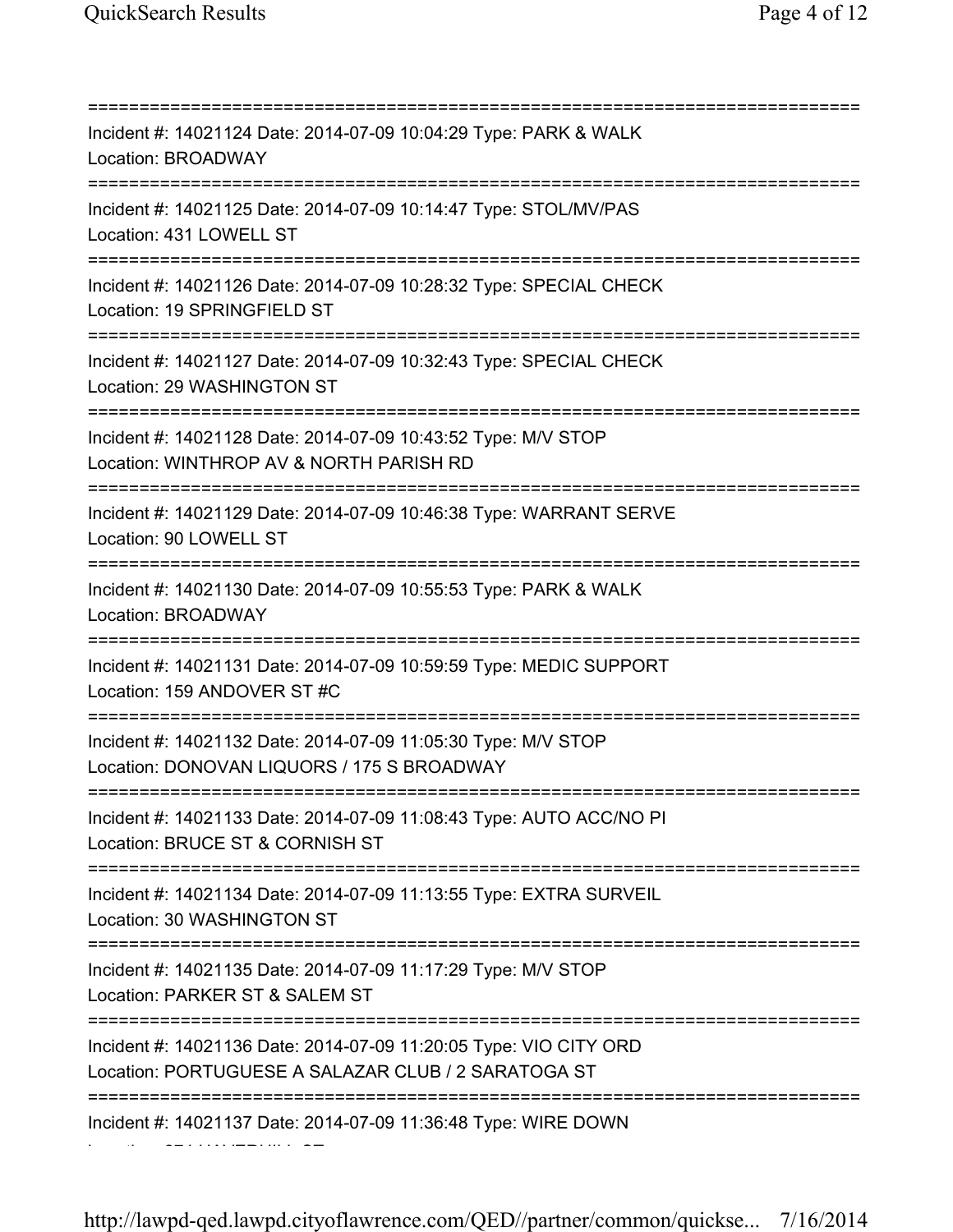==============================================================================
Incident #: 14021124 Date: 2014-07-09 10:04:29 Type: PARK & WALK
Location: BROADWAY
==============================================================================
Incident #: 14021125 Date: 2014-07-09 10:14:47 Type: STOL/MV/PAS
Location: 431 LOWELL ST
==============================================================================
Incident #: 14021126 Date: 2014-07-09 10:28:32 Type: SPECIAL CHECK
Location: 19 SPRINGFIELD ST
==============================================================================
Incident #: 14021127 Date: 2014-07-09 10:32:43 Type: SPECIAL CHECK
Location: 29 WASHINGTON ST
==============================================================================
Incident #: 14021128 Date: 2014-07-09 10:43:52 Type: M/V STOP
Location: WINTHROP AV & NORTH PARISH RD
==============================================================================
Incident #: 14021129 Date: 2014-07-09 10:46:38 Type: WARRANT SERVE
Location: 90 LOWELL ST
==============================================================================
Incident #: 14021130 Date: 2014-07-09 10:55:53 Type: PARK & WALK
Location: BROADWAY
==============================================================================
Incident #: 14021131 Date: 2014-07-09 10:59:59 Type: MEDIC SUPPORT
Location: 159 ANDOVER ST #C
==============================================================================
Incident #: 14021132 Date: 2014-07-09 11:05:30 Type: M/V STOP
Location: DONOVAN LIQUORS / 175 S BROADWAY
==============================================================================
Incident #: 14021133 Date: 2014-07-09 11:08:43 Type: AUTO ACC/NO PI
Location: BRUCE ST & CORNISH ST
==============================================================================
Incident #: 14021134 Date: 2014-07-09 11:13:55 Type: EXTRA SURVEIL
Location: 30 WASHINGTON ST
==============================================================================
Incident #: 14021135 Date: 2014-07-09 11:17:29 Type: M/V STOP
Location: PARKER ST & SALEM ST
==============================================================================
Incident #: 14021136 Date: 2014-07-09 11:20:05 Type: VIO CITY ORD
Location: PORTUGUESE A SALAZAR CLUB / 2 SARATOGA ST
==============================================================================
Incident #: 14021137 Date: 2014-07-09 11:36:48 Type: WIRE DOWN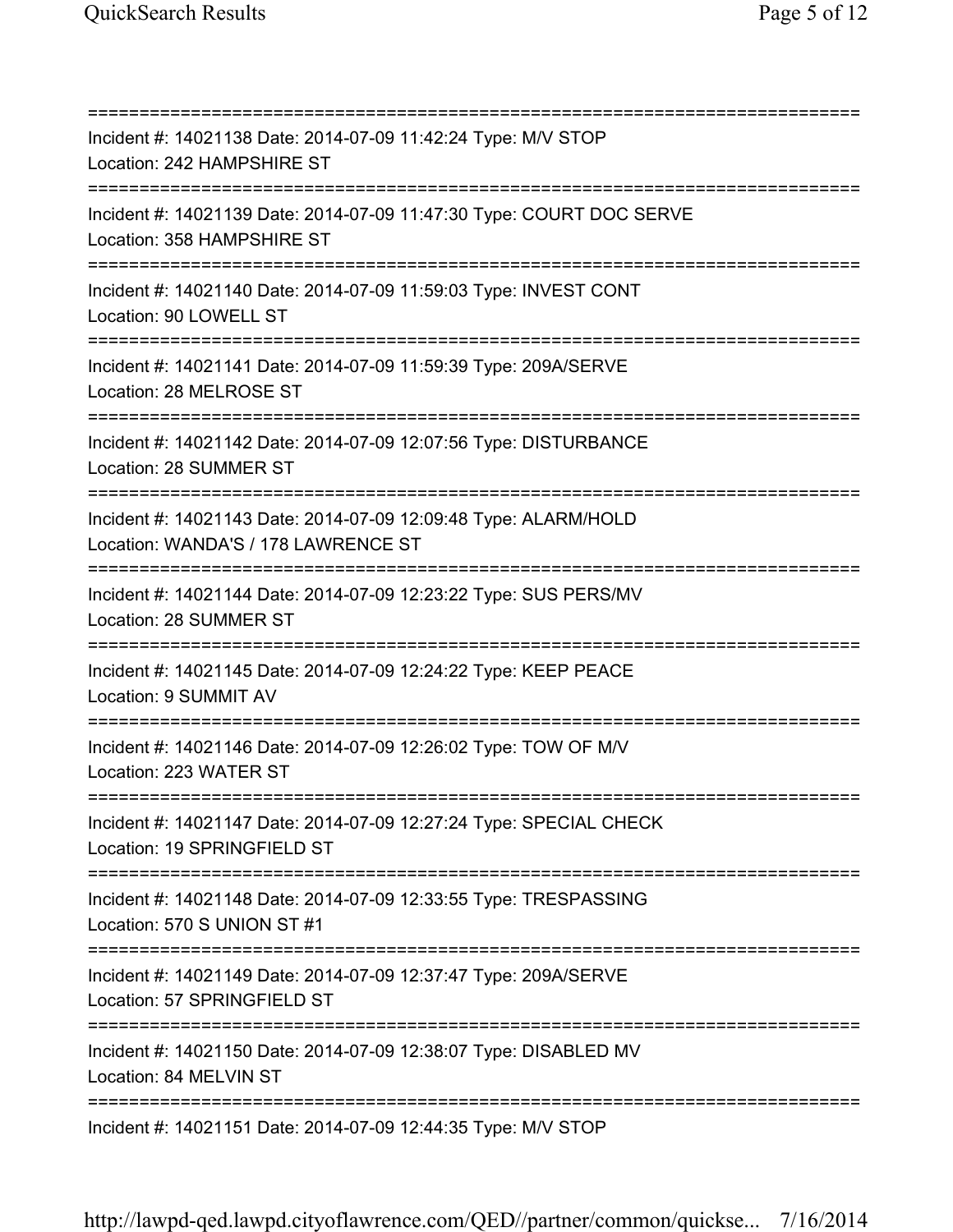===========================================================================
Incident #: 14021138 Date: 2014-07-09 11:42:24 Type: M/V STOP
Location: 242 HAMPSHIRE ST
===========================================================================
Incident #: 14021139 Date: 2014-07-09 11:47:30 Type: COURT DOC SERVE
Location: 358 HAMPSHIRE ST
===========================================================================
Incident #: 14021140 Date: 2014-07-09 11:59:03 Type: INVEST CONT
Location: 90 LOWELL ST
===========================================================================
Incident #: 14021141 Date: 2014-07-09 11:59:39 Type: 209A/SERVE
Location: 28 MELROSE ST
===========================================================================
Incident #: 14021142 Date: 2014-07-09 12:07:56 Type: DISTURBANCE
Location: 28 SUMMER ST
===========================================================================
Incident #: 14021143 Date: 2014-07-09 12:09:48 Type: ALARM/HOLD
Location: WANDA'S / 178 LAWRENCE ST
===========================================================================
Incident #: 14021144 Date: 2014-07-09 12:23:22 Type: SUS PERS/MV
Location: 28 SUMMER ST
===========================================================================
Incident #: 14021145 Date: 2014-07-09 12:24:22 Type: KEEP PEACE
Location: 9 SUMMIT AV
===========================================================================
Incident #: 14021146 Date: 2014-07-09 12:26:02 Type: TOW OF M/V
Location: 223 WATER ST
===========================================================================
Incident #: 14021147 Date: 2014-07-09 12:27:24 Type: SPECIAL CHECK
Location: 19 SPRINGFIELD ST
===========================================================================
Incident #: 14021148 Date: 2014-07-09 12:33:55 Type: TRESPASSING
Location: 570 S UNION ST #1
===========================================================================
Incident #: 14021149 Date: 2014-07-09 12:37:47 Type: 209A/SERVE
Location: 57 SPRINGFIELD ST
===========================================================================
Incident #: 14021150 Date: 2014-07-09 12:38:07 Type: DISABLED MV
Location: 84 MELVIN ST
===========================================================================
Incident #: 14021151 Date: 2014-07-09 12:44:35 Type: M/V STOP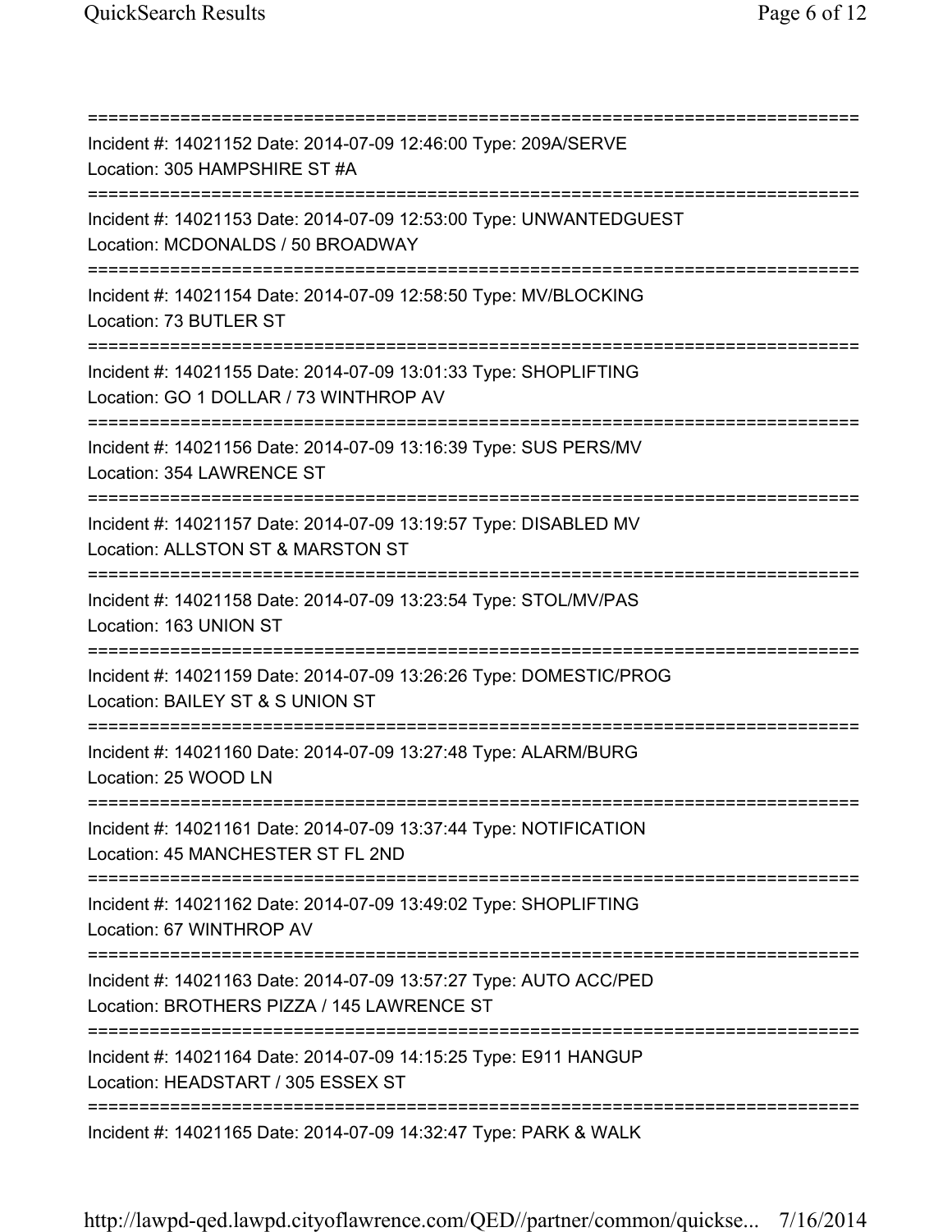===========================================================================
Incident #: 14021152 Date: 2014-07-09 12:46:00 Type: 209A/SERVE
Location: 305 HAMPSHIRE ST #A
===========================================================================
Incident #: 14021153 Date: 2014-07-09 12:53:00 Type: UNWANTEDGUEST
Location: MCDONALDS / 50 BROADWAY
===========================================================================
Incident #: 14021154 Date: 2014-07-09 12:58:50 Type: MV/BLOCKING
Location: 73 BUTLER ST
===========================================================================
Incident #: 14021155 Date: 2014-07-09 13:01:33 Type: SHOPLIFTING
Location: GO 1 DOLLAR / 73 WINTHROP AV
===========================================================================
Incident #: 14021156 Date: 2014-07-09 13:16:39 Type: SUS PERS/MV
Location: 354 LAWRENCE ST
===========================================================================
Incident #: 14021157 Date: 2014-07-09 13:19:57 Type: DISABLED MV
Location: ALLSTON ST & MARSTON ST
===========================================================================
Incident #: 14021158 Date: 2014-07-09 13:23:54 Type: STOL/MV/PAS
Location: 163 UNION ST
===========================================================================
Incident #: 14021159 Date: 2014-07-09 13:26:26 Type: DOMESTIC/PROG
Location: BAILEY ST & S UNION ST
===========================================================================
Incident #: 14021160 Date: 2014-07-09 13:27:48 Type: ALARM/BURG
Location: 25 WOOD LN
===========================================================================
Incident #: 14021161 Date: 2014-07-09 13:37:44 Type: NOTIFICATION
Location: 45 MANCHESTER ST FL 2ND
===========================================================================
Incident #: 14021162 Date: 2014-07-09 13:49:02 Type: SHOPLIFTING
Location: 67 WINTHROP AV
===========================================================================
Incident #: 14021163 Date: 2014-07-09 13:57:27 Type: AUTO ACC/PED
Location: BROTHERS PIZZA / 145 LAWRENCE ST
===========================================================================
Incident #: 14021164 Date: 2014-07-09 14:15:25 Type: E911 HANGUP
Location: HEADSTART / 305 ESSEX ST
===========================================================================
Incident #: 14021165 Date: 2014-07-09 14:32:47 Type: PARK & WALK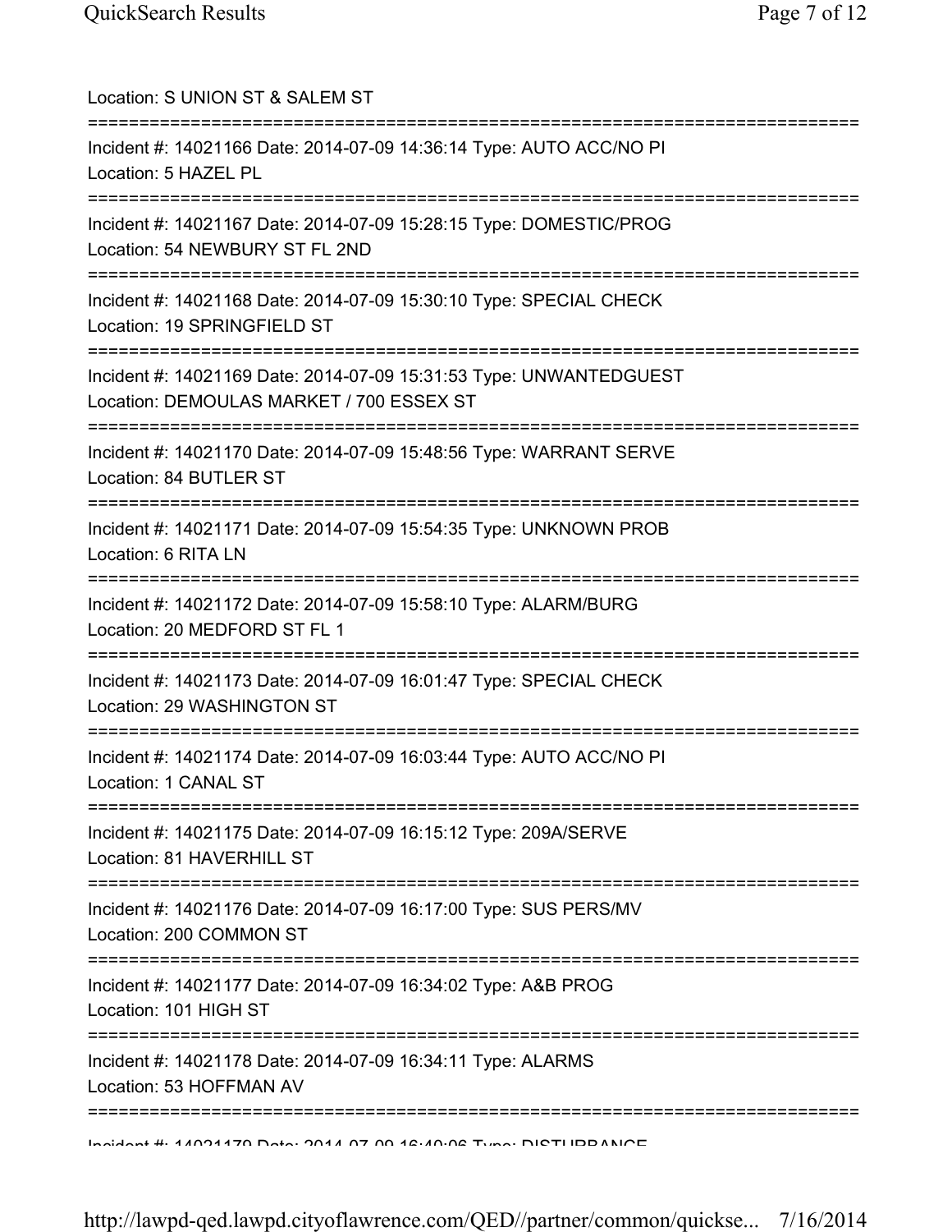Location: S UNION ST & SALEM ST

===========================================================================

Incident #: 14021166 Date: 2014-07-09 14:36:14 Type: AUTO ACC/NO PI
Location: 5 HAZEL PL

===========================================================================

Incident #: 14021167 Date: 2014-07-09 15:28:15 Type: DOMESTIC/PROG
Location: 54 NEWBURY ST FL 2ND

===========================================================================

Incident #: 14021168 Date: 2014-07-09 15:30:10 Type: SPECIAL CHECK
Location: 19 SPRINGFIELD ST

===========================================================================

Incident #: 14021169 Date: 2014-07-09 15:31:53 Type: UNWANTEDGUEST
Location: DEMOULAS MARKET / 700 ESSEX ST

===========================================================================

Incident #: 14021170 Date: 2014-07-09 15:48:56 Type: WARRANT SERVE
Location: 84 BUTLER ST

===========================================================================

Incident #: 14021171 Date: 2014-07-09 15:54:35 Type: UNKNOWN PROB
Location: 6 RITA LN

===========================================================================

Incident #: 14021172 Date: 2014-07-09 15:58:10 Type: ALARM/BURG
Location: 20 MEDFORD ST FL 1

===========================================================================

Incident #: 14021173 Date: 2014-07-09 16:01:47 Type: SPECIAL CHECK
Location: 29 WASHINGTON ST

===========================================================================

Incident #: 14021174 Date: 2014-07-09 16:03:44 Type: AUTO ACC/NO PI
Location: 1 CANAL ST

===========================================================================

Incident #: 14021175 Date: 2014-07-09 16:15:12 Type: 209A/SERVE
Location: 81 HAVERHILL ST

===========================================================================

Incident #: 14021176 Date: 2014-07-09 16:17:00 Type: SUS PERS/MV
Location: 200 COMMON ST

===========================================================================

Incident #: 14021177 Date: 2014-07-09 16:34:02 Type: A&B PROG
Location: 101 HIGH ST

===========================================================================

Incident #: 14021178 Date: 2014-07-09 16:34:11 Type: ALARMS
Location: 53 HOFFMAN AV

===========================================================================

Incident #: 14021179 Date: 2014-07-09 16:40:06 Type: DISTURBANCE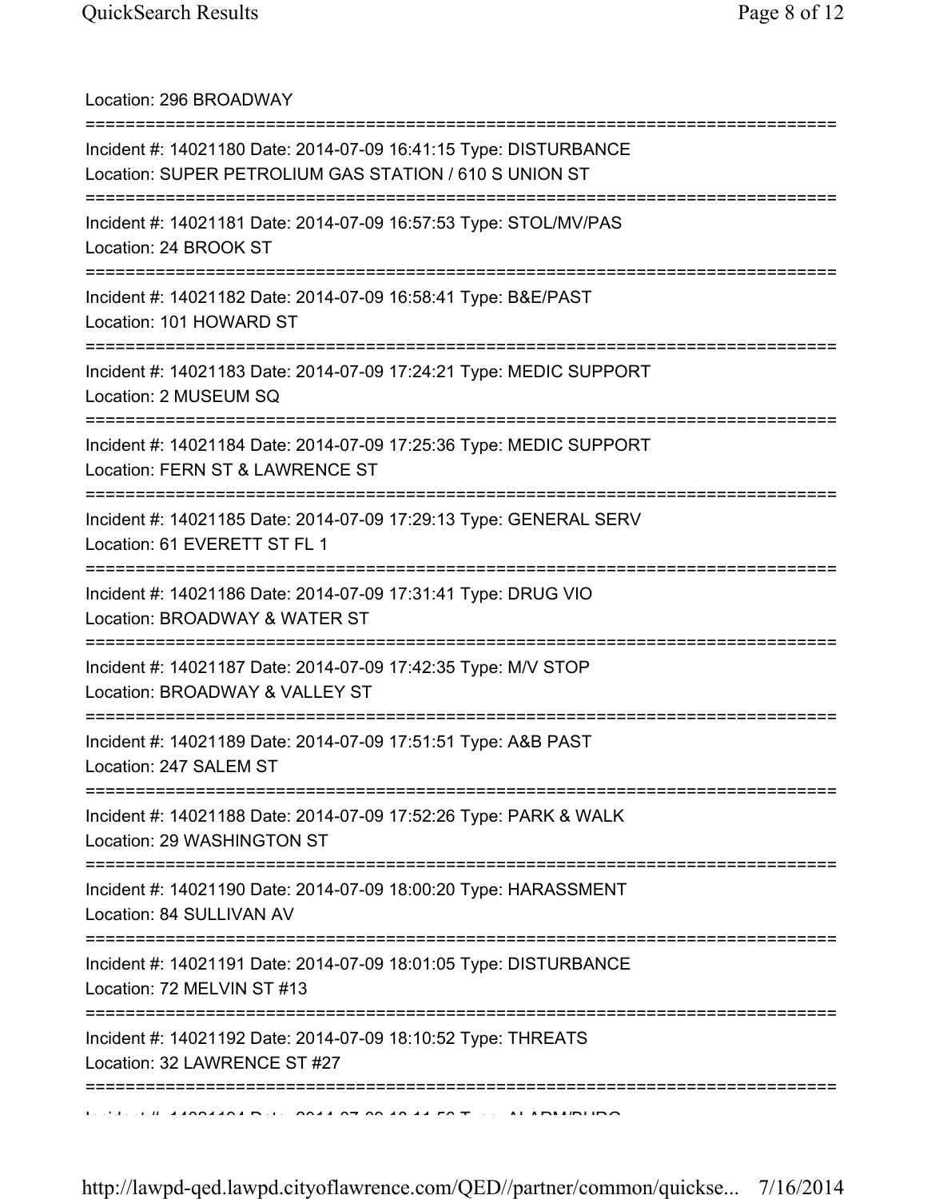Location: 296 BROADWAY

===========================================================================

Incident #: 14021180 Date: 2014-07-09 16:41:15 Type: DISTURBANCE
Location: SUPER PETROLIUM GAS STATION / 610 S UNION ST

===========================================================================

Incident #: 14021181 Date: 2014-07-09 16:57:53 Type: STOL/MV/PAS
Location: 24 BROOK ST

===========================================================================

Incident #: 14021182 Date: 2014-07-09 16:58:41 Type: B&E/PAST
Location: 101 HOWARD ST

===========================================================================

Incident #: 14021183 Date: 2014-07-09 17:24:21 Type: MEDIC SUPPORT
Location: 2 MUSEUM SQ

===========================================================================

Incident #: 14021184 Date: 2014-07-09 17:25:36 Type: MEDIC SUPPORT
Location: FERN ST & LAWRENCE ST

===========================================================================

Incident #: 14021185 Date: 2014-07-09 17:29:13 Type: GENERAL SERV
Location: 61 EVERETT ST FL 1

===========================================================================

Incident #: 14021186 Date: 2014-07-09 17:31:41 Type: DRUG VIO
Location: BROADWAY & WATER ST

===========================================================================

Incident #: 14021187 Date: 2014-07-09 17:42:35 Type: M/V STOP
Location: BROADWAY & VALLEY ST

===========================================================================

Incident #: 14021189 Date: 2014-07-09 17:51:51 Type: A&B PAST
Location: 247 SALEM ST

===========================================================================

Incident #: 14021188 Date: 2014-07-09 17:52:26 Type: PARK & WALK
Location: 29 WASHINGTON ST

===========================================================================

Incident #: 14021190 Date: 2014-07-09 18:00:20 Type: HARASSMENT
Location: 84 SULLIVAN AV

===========================================================================

Incident #: 14021191 Date: 2014-07-09 18:01:05 Type: DISTURBANCE
Location: 72 MELVIN ST #13

===========================================================================

Incident #: 14021192 Date: 2014-07-09 18:10:52 Type: THREATS
Location: 32 LAWRENCE ST #27

===========================================================================

Incident #: 14021194 Date: 2014-07-09 18:11:56 Type: ALARM/BURG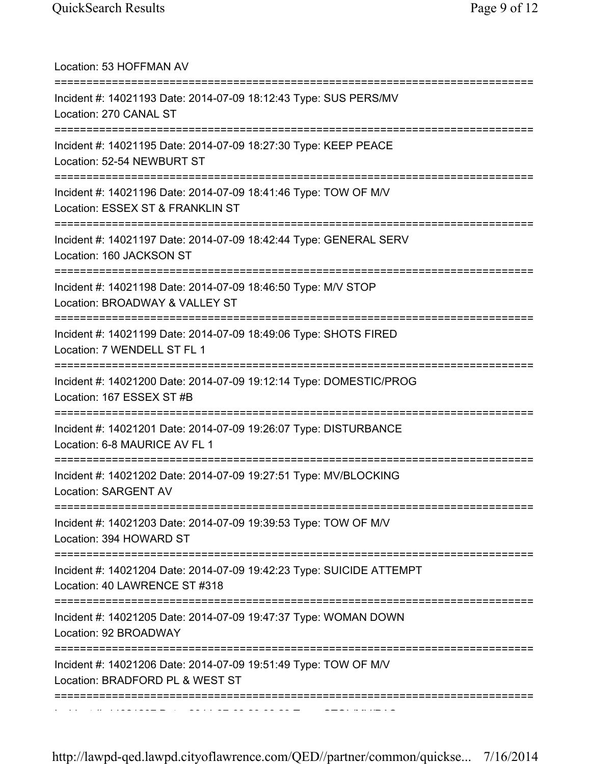Location: 53 HOFFMAN AV

===========================================================================

Incident #: 14021193 Date: 2014-07-09 18:12:43 Type: SUS PERS/MV
Location: 270 CANAL ST

===========================================================================

Incident #: 14021195 Date: 2014-07-09 18:27:30 Type: KEEP PEACE
Location: 52-54 NEWBURT ST

===========================================================================

Incident #: 14021196 Date: 2014-07-09 18:41:46 Type: TOW OF M/V
Location: ESSEX ST & FRANKLIN ST

===========================================================================

Incident #: 14021197 Date: 2014-07-09 18:42:44 Type: GENERAL SERV
Location: 160 JACKSON ST

===========================================================================

Incident #: 14021198 Date: 2014-07-09 18:46:50 Type: M/V STOP
Location: BROADWAY & VALLEY ST

===========================================================================

Incident #: 14021199 Date: 2014-07-09 18:49:06 Type: SHOTS FIRED
Location: 7 WENDELL ST FL 1

===========================================================================

Incident #: 14021200 Date: 2014-07-09 19:12:14 Type: DOMESTIC/PROG
Location: 167 ESSEX ST #B

===========================================================================

Incident #: 14021201 Date: 2014-07-09 19:26:07 Type: DISTURBANCE
Location: 6-8 MAURICE AV FL 1

===========================================================================

Incident #: 14021202 Date: 2014-07-09 19:27:51 Type: MV/BLOCKING
Location: SARGENT AV

===========================================================================

Incident #: 14021203 Date: 2014-07-09 19:39:53 Type: TOW OF M/V
Location: 394 HOWARD ST

===========================================================================

Incident #: 14021204 Date: 2014-07-09 19:42:23 Type: SUICIDE ATTEMPT
Location: 40 LAWRENCE ST #318

===========================================================================

Incident #: 14021205 Date: 2014-07-09 19:47:37 Type: WOMAN DOWN
Location: 92 BROADWAY

===========================================================================

Incident #: 14021206 Date: 2014-07-09 19:51:49 Type: TOW OF M/V
Location: BRADFORD PL & WEST ST

===========================================================================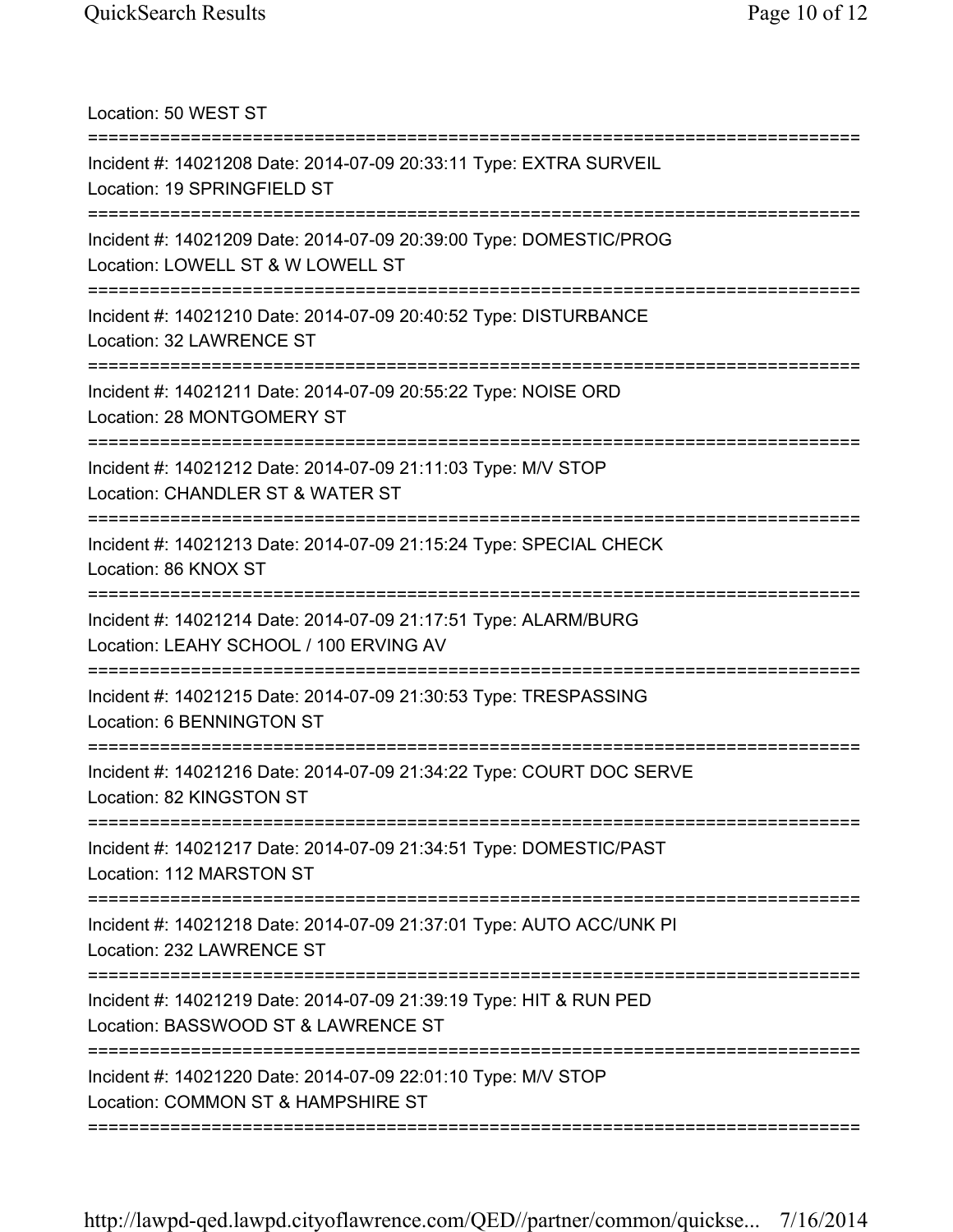Location: 50 WEST ST

===========================================================================

Incident #: 14021208 Date: 2014-07-09 20:33:11 Type: EXTRA SURVEIL
Location: 19 SPRINGFIELD ST

===========================================================================

Incident #: 14021209 Date: 2014-07-09 20:39:00 Type: DOMESTIC/PROG
Location: LOWELL ST & W LOWELL ST

===========================================================================

Incident #: 14021210 Date: 2014-07-09 20:40:52 Type: DISTURBANCE
Location: 32 LAWRENCE ST

===========================================================================

Incident #: 14021211 Date: 2014-07-09 20:55:22 Type: NOISE ORD
Location: 28 MONTGOMERY ST

===========================================================================

Incident #: 14021212 Date: 2014-07-09 21:11:03 Type: M/V STOP
Location: CHANDLER ST & WATER ST

===========================================================================

Incident #: 14021213 Date: 2014-07-09 21:15:24 Type: SPECIAL CHECK
Location: 86 KNOX ST

===========================================================================

Incident #: 14021214 Date: 2014-07-09 21:17:51 Type: ALARM/BURG
Location: LEAHY SCHOOL / 100 ERVING AV

===========================================================================

Incident #: 14021215 Date: 2014-07-09 21:30:53 Type: TRESPASSING
Location: 6 BENNINGTON ST

===========================================================================

Incident #: 14021216 Date: 2014-07-09 21:34:22 Type: COURT DOC SERVE
Location: 82 KINGSTON ST

===========================================================================

Incident #: 14021217 Date: 2014-07-09 21:34:51 Type: DOMESTIC/PAST
Location: 112 MARSTON ST

===========================================================================

Incident #: 14021218 Date: 2014-07-09 21:37:01 Type: AUTO ACC/UNK PI
Location: 232 LAWRENCE ST

===========================================================================

Incident #: 14021219 Date: 2014-07-09 21:39:19 Type: HIT & RUN PED
Location: BASSWOOD ST & LAWRENCE ST

===========================================================================

Incident #: 14021220 Date: 2014-07-09 22:01:10 Type: M/V STOP
Location: COMMON ST & HAMPSHIRE ST

===========================================================================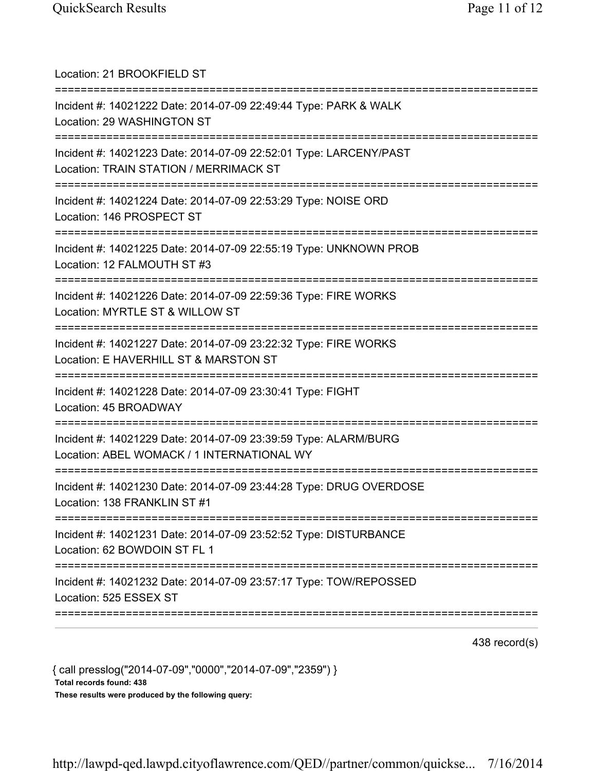Location: 21 BROOKFIELD ST

===========================================================================

Incident #: 14021222 Date: 2014-07-09 22:49:44 Type: PARK & WALK
Location: 29 WASHINGTON ST

===========================================================================

Incident #: 14021223 Date: 2014-07-09 22:52:01 Type: LARCENY/PAST
Location: TRAIN STATION / MERRIMACK ST

===========================================================================

Incident #: 14021224 Date: 2014-07-09 22:53:29 Type: NOISE ORD
Location: 146 PROSPECT ST

===========================================================================

Incident #: 14021225 Date: 2014-07-09 22:55:19 Type: UNKNOWN PROB
Location: 12 FALMOUTH ST #3

===========================================================================

Incident #: 14021226 Date: 2014-07-09 22:59:36 Type: FIRE WORKS
Location: MYRTLE ST & WILLOW ST

===========================================================================

Incident #: 14021227 Date: 2014-07-09 23:22:32 Type: FIRE WORKS
Location: E HAVERHILL ST & MARSTON ST

===========================================================================

Incident #: 14021228 Date: 2014-07-09 23:30:41 Type: FIGHT
Location: 45 BROADWAY

===========================================================================

Incident #: 14021229 Date: 2014-07-09 23:39:59 Type: ALARM/BURG
Location: ABEL WOMACK / 1 INTERNATIONAL WY

===========================================================================

Incident #: 14021230 Date: 2014-07-09 23:44:28 Type: DRUG OVERDOSE
Location: 138 FRANKLIN ST #1

===========================================================================

Incident #: 14021231 Date: 2014-07-09 23:52:52 Type: DISTURBANCE
Location: 62 BOWDOIN ST FL 1

===========================================================================

Incident #: 14021232 Date: 2014-07-09 23:57:17 Type: TOW/REPOSSED
Location: 525 ESSEX ST

===========================================================================

438 record(s)

{ call presslog("2014-07-09","0000","2014-07-09","2359") }

**Total records found: 438**

**These results were produced by the following query:**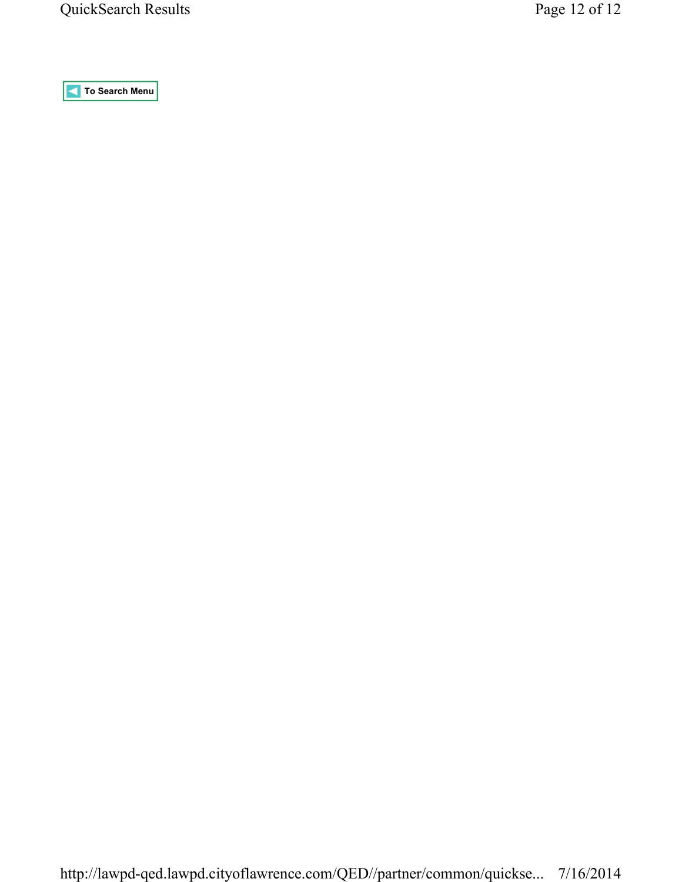To Search Menu